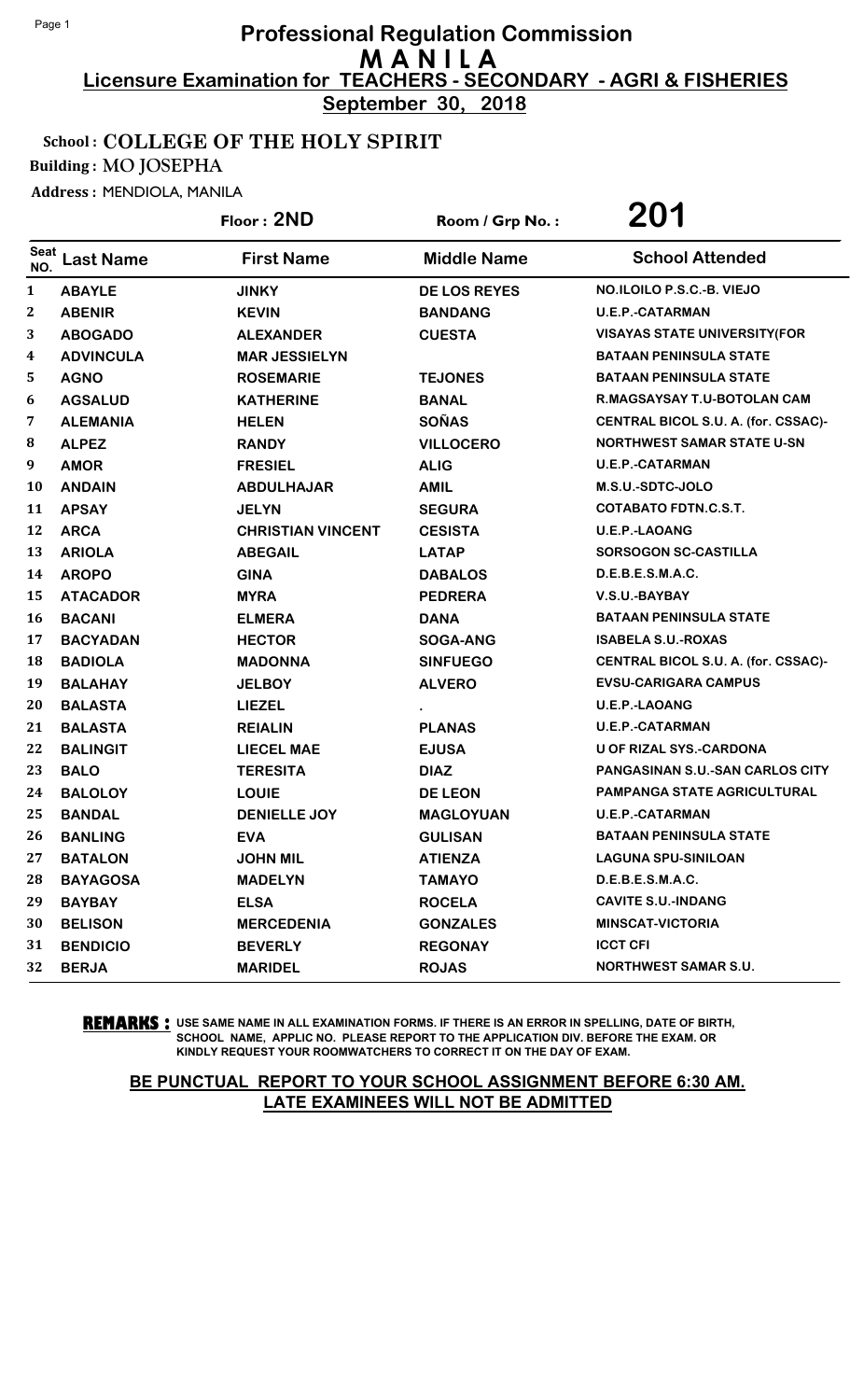# Professional Regulation Commission
## M A N I L A
### Licensure Examination for TEACHERS - SECONDARY - AGRI & FISHERIES
**September 30, 2018**

**School : COLLEGE OF THE HOLY SPIRIT**

**Building : MO JOSEPHA**

**Address : MENDIOLA, MANILA**

**Floor : 2ND** | **Room / Grp No. : 201**

| Seat NO. | Last Name | First Name | Middle Name | School Attended |
|---|---|---|---|---|
| 1 | ABAYLE | JINKY | DE LOS REYES | NO.ILOILO P.S.C.-B. VIEJO |
| 2 | ABENIR | KEVIN | BANDANG | U.E.P.-CATARMAN |
| 3 | ABOGADO | ALEXANDER | CUESTA | VISAYAS STATE UNIVERSITY(FOR |
| 4 | ADVINCULA | MAR JESSIELYN | | BATAAN PENINSULA STATE |
| 5 | AGNO | ROSEMARIE | TEJONES | BATAAN PENINSULA STATE |
| 6 | AGSALUD | KATHERINE | BANAL | R.MAGSAYSAY T.U-BOTOLAN CAM |
| 7 | ALEMANIA | HELEN | SOÑAS | CENTRAL BICOL S.U. A. (for. CSSAC)- |
| 8 | ALPEZ | RANDY | VILLOCERO | NORTHWEST SAMAR STATE U-SN |
| 9 | AMOR | FRESIEL | ALIG | U.E.P.-CATARMAN |
| 10 | ANDAIN | ABDULHAJAR | AMIL | M.S.U.-SDTC-JOLO |
| 11 | APSAY | JELYN | SEGURA | COTABATO FDTN.C.S.T. |
| 12 | ARCA | CHRISTIAN VINCENT | CESISTA | U.E.P.-LAOANG |
| 13 | ARIOLA | ABEGAIL | LATAP | SORSOGON SC-CASTILLA |
| 14 | AROPO | GINA | DABALOS | D.E.B.E.S.M.A.C. |
| 15 | ATACADOR | MYRA | PEDRERA | V.S.U.-BAYBAY |
| 16 | BACANI | ELMERA | DANA | BATAAN PENINSULA STATE |
| 17 | BACYADAN | HECTOR | SOGA-ANG | ISABELA S.U.-ROXAS |
| 18 | BADIOLA | MADONNA | SINFUEGO | CENTRAL BICOL S.U. A. (for. CSSAC)- |
| 19 | BALAHAY | JELBOY | ALVERO | EVSU-CARIGARA CAMPUS |
| 20 | BALASTA | LIEZEL | . | U.E.P.-LAOANG |
| 21 | BALASTA | REIALIN | PLANAS | U.E.P.-CATARMAN |
| 22 | BALINGIT | LIECEL MAE | EJUSA | U OF RIZAL SYS.-CARDONA |
| 23 | BALO | TERESITA | DIAZ | PANGASINAN S.U.-SAN CARLOS CITY |
| 24 | BALOLOY | LOUIE | DE LEON | PAMPANGA STATE AGRICULTURAL |
| 25 | BANDAL | DENIELLE JOY | MAGLOYUAN | U.E.P.-CATARMAN |
| 26 | BANLING | EVA | GULISAN | BATAAN PENINSULA STATE |
| 27 | BATALON | JOHN MIL | ATIENZA | LAGUNA SPU-SINILOAN |
| 28 | BAYAGOSA | MADELYN | TAMAYO | D.E.B.E.S.M.A.C. |
| 29 | BAYBAY | ELSA | ROCELA | CAVITE S.U.-INDANG |
| 30 | BELISON | MERCEDENIA | GONZALES | MINSCAT-VICTORIA |
| 31 | BENDICIO | BEVERLY | REGONAY | ICCT CFI |
| 32 | BERJA | MARIDEL | ROJAS | NORTHWEST SAMAR S.U. |

**REMARKS :** USE SAME NAME IN ALL EXAMINATION FORMS. IF THERE IS AN ERROR IN SPELLING, DATE OF BIRTH, SCHOOL NAME, APPLIC NO. PLEASE REPORT TO THE APPLICATION DIV. BEFORE THE EXAM. OR KINDLY REQUEST YOUR ROOMWATCHERS TO CORRECT IT ON THE DAY OF EXAM.

**BE PUNCTUAL REPORT TO YOUR SCHOOL ASSIGNMENT BEFORE 6:30 AM. LATE EXAMINEES WILL NOT BE ADMITTED**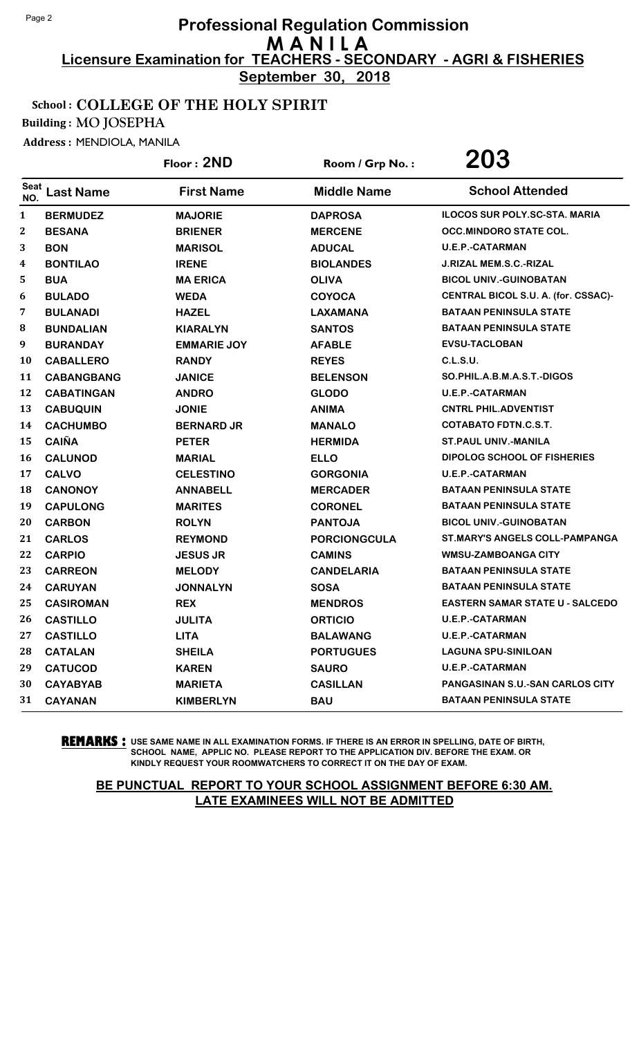# Professional Regulation Commission
## MANILA
### Licensure Examination for TEACHERS - SECONDARY - AGRI & FISHERIES
**September 30, 2018**

**School : COLLEGE OF THE HOLY SPIRIT**

**Building : MO JOSEPHA**

**Address :** MENDIOLA, MANILA

**Floor : 2ND** **Room / Grp No. : 203**

| Seat NO. | Last Name | First Name | Middle Name | School Attended |
|---|---|---|---|---|
| 1 | BERMUDEZ | MAJORIE | DAPROSA | ILOCOS SUR POLY.SC-STA. MARIA |
| 2 | BESANA | BRIENER | MERCENE | OCC.MINDORO STATE COL. |
| 3 | BON | MARISOL | ADUCAL | U.E.P.-CATARMAN |
| 4 | BONTILAO | IRENE | BIOLANDES | J.RIZAL MEM.S.C.-RIZAL |
| 5 | BUA | MA ERICA | OLIVA | BICOL UNIV.-GUINOBATAN |
| 6 | BULADO | WEDA | COYOCA | CENTRAL BICOL S.U. A. (for. CSSAC)- |
| 7 | BULANADI | HAZEL | LAXAMANA | BATAAN PENINSULA STATE |
| 8 | BUNDALIAN | KIARALYN | SANTOS | BATAAN PENINSULA STATE |
| 9 | BURANDAY | EMMARIE JOY | AFABLE | EVSU-TACLOBAN |
| 10 | CABALLERO | RANDY | REYES | C.L.S.U. |
| 11 | CABANGBANG | JANICE | BELENSON | SO.PHIL.A.B.M.A.S.T.-DIGOS |
| 12 | CABATINGAN | ANDRO | GLODO | U.E.P.-CATARMAN |
| 13 | CABUQUIN | JONIE | ANIMA | CNTRL PHIL.ADVENTIST |
| 14 | CACHUMBO | BERNARD JR | MANALO | COTABATO FDTN.C.S.T. |
| 15 | CAIÑA | PETER | HERMIDA | ST.PAUL UNIV.-MANILA |
| 16 | CALUNOD | MARIAL | ELLO | DIPOLOG SCHOOL OF FISHERIES |
| 17 | CALVO | CELESTINO | GORGONIA | U.E.P.-CATARMAN |
| 18 | CANONOY | ANNABELL | MERCADER | BATAAN PENINSULA STATE |
| 19 | CAPULONG | MARITES | CORONEL | BATAAN PENINSULA STATE |
| 20 | CARBON | ROLYN | PANTOJA | BICOL UNIV.-GUINOBATAN |
| 21 | CARLOS | REYMOND | PORCIONGCULA | ST.MARY'S ANGELS COLL-PAMPANGA |
| 22 | CARPIO | JESUS JR | CAMINS | WMSU-ZAMBOANGA CITY |
| 23 | CARREON | MELODY | CANDELARIA | BATAAN PENINSULA STATE |
| 24 | CARUYAN | JONNALYN | SOSA | BATAAN PENINSULA STATE |
| 25 | CASIROMAN | REX | MENDROS | EASTERN SAMAR STATE U - SALCEDO |
| 26 | CASTILLO | JULITA | ORTICIO | U.E.P.-CATARMAN |
| 27 | CASTILLO | LITA | BALAWANG | U.E.P.-CATARMAN |
| 28 | CATALAN | SHEILA | PORTUGUES | LAGUNA SPU-SINILOAN |
| 29 | CATUCOD | KAREN | SAURO | U.E.P.-CATARMAN |
| 30 | CAYABYAB | MARIETA | CASILLAN | PANGASINAN S.U.-SAN CARLOS CITY |
| 31 | CAYANAN | KIMBERLYN | BAU | BATAAN PENINSULA STATE |

**REMARKS :** USE SAME NAME IN ALL EXAMINATION FORMS. IF THERE IS AN ERROR IN SPELLING, DATE OF BIRTH, SCHOOL NAME, APPLIC NO. PLEASE REPORT TO THE APPLICATION DIV. BEFORE THE EXAM. OR KINDLY REQUEST YOUR ROOMWATCHERS TO CORRECT IT ON THE DAY OF EXAM.

**BE PUNCTUAL REPORT TO YOUR SCHOOL ASSIGNMENT BEFORE 6:30 AM. LATE EXAMINEES WILL NOT BE ADMITTED**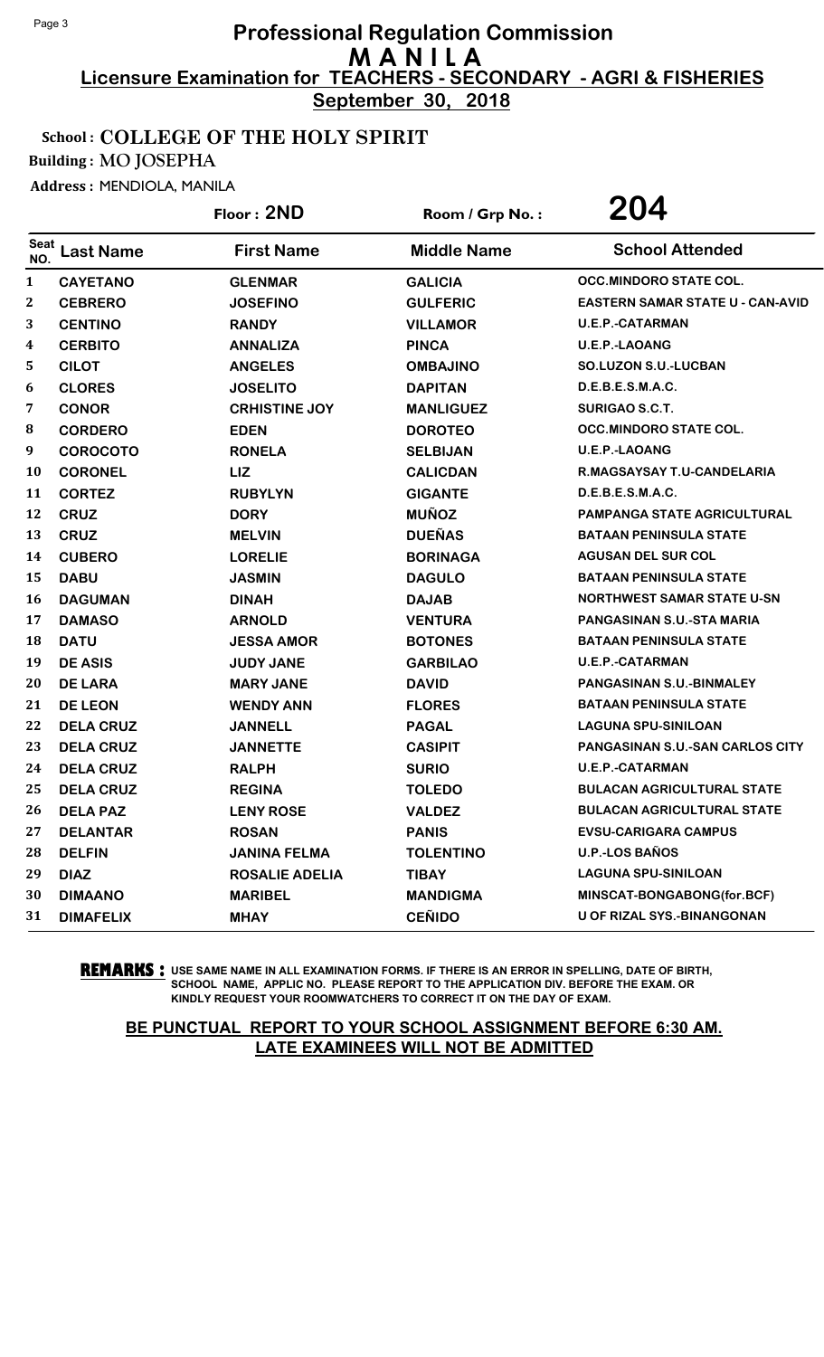# Professional Regulation Commission
## M A N I L A
### Licensure Examination for TEACHERS - SECONDARY - AGRI & FISHERIES
**September 30, 2018**

**School : COLLEGE OF THE HOLY SPIRIT**

**Building : MO JOSEPHA**

**Address : MENDIOLA, MANILA**

**Floor : 2ND** | **Room / Grp No. : 204**

| Seat NO. | Last Name | First Name | Middle Name | School Attended |
|---|---|---|---|---|
| 1 | CAYETANO | GLENMAR | GALICIA | OCC.MINDORO STATE COL. |
| 2 | CEBRERO | JOSEFINO | GULFERIC | EASTERN SAMAR STATE U - CAN-AVID |
| 3 | CENTINO | RANDY | VILLAMOR | U.E.P.-CATARMAN |
| 4 | CERBITO | ANNALIZA | PINCA | U.E.P.-LAOANG |
| 5 | CILOT | ANGELES | OMBAJINO | SO.LUZON S.U.-LUCBAN |
| 6 | CLORES | JOSELITO | DAPITAN | D.E.B.E.S.M.A.C. |
| 7 | CONOR | CRHISTINE JOY | MANLIGUEZ | SURIGAO S.C.T. |
| 8 | CORDERO | EDEN | DOROTEO | OCC.MINDORO STATE COL. |
| 9 | COROCOTO | RONELA | SELBIJAN | U.E.P.-LAOANG |
| 10 | CORONEL | LIZ | CALICDAN | R.MAGSAYSAY T.U-CANDELARIA |
| 11 | CORTEZ | RUBYLYN | GIGANTE | D.E.B.E.S.M.A.C. |
| 12 | CRUZ | DORY | MUÑOZ | PAMPANGA STATE AGRICULTURAL |
| 13 | CRUZ | MELVIN | DUEÑAS | BATAAN PENINSULA STATE |
| 14 | CUBERO | LORELIE | BORINAGA | AGUSAN DEL SUR COL |
| 15 | DABU | JASMIN | DAGULO | BATAAN PENINSULA STATE |
| 16 | DAGUMAN | DINAH | DAJAB | NORTHWEST SAMAR STATE U-SN |
| 17 | DAMASO | ARNOLD | VENTURA | PANGASINAN S.U.-STA MARIA |
| 18 | DATU | JESSA AMOR | BOTONES | BATAAN PENINSULA STATE |
| 19 | DE ASIS | JUDY JANE | GARBILAO | U.E.P.-CATARMAN |
| 20 | DE LARA | MARY JANE | DAVID | PANGASINAN S.U.-BINMALEY |
| 21 | DE LEON | WENDY ANN | FLORES | BATAAN PENINSULA STATE |
| 22 | DELA CRUZ | JANNELL | PAGAL | LAGUNA SPU-SINILOAN |
| 23 | DELA CRUZ | JANNETTE | CASIPIT | PANGASINAN S.U.-SAN CARLOS CITY |
| 24 | DELA CRUZ | RALPH | SURIO | U.E.P.-CATARMAN |
| 25 | DELA CRUZ | REGINA | TOLEDO | BULACAN AGRICULTURAL STATE |
| 26 | DELA PAZ | LENY ROSE | VALDEZ | BULACAN AGRICULTURAL STATE |
| 27 | DELANTAR | ROSAN | PANIS | EVSU-CARIGARA CAMPUS |
| 28 | DELFIN | JANINA FELMA | TOLENTINO | U.P.-LOS BAÑOS |
| 29 | DIAZ | ROSALIE ADELIA | TIBAY | LAGUNA SPU-SINILOAN |
| 30 | DIMAANO | MARIBEL | MANDIGMA | MINSCAT-BONGABONG(for.BCF) |
| 31 | DIMAFELIX | MHAY | CEÑIDO | U OF RIZAL SYS.-BINANGONAN |

**REMARKS :** USE SAME NAME IN ALL EXAMINATION FORMS. IF THERE IS AN ERROR IN SPELLING, DATE OF BIRTH, SCHOOL NAME, APPLIC NO. PLEASE REPORT TO THE APPLICATION DIV. BEFORE THE EXAM. OR KINDLY REQUEST YOUR ROOMWATCHERS TO CORRECT IT ON THE DAY OF EXAM.

**BE PUNCTUAL REPORT TO YOUR SCHOOL ASSIGNMENT BEFORE 6:30 AM. LATE EXAMINEES WILL NOT BE ADMITTED**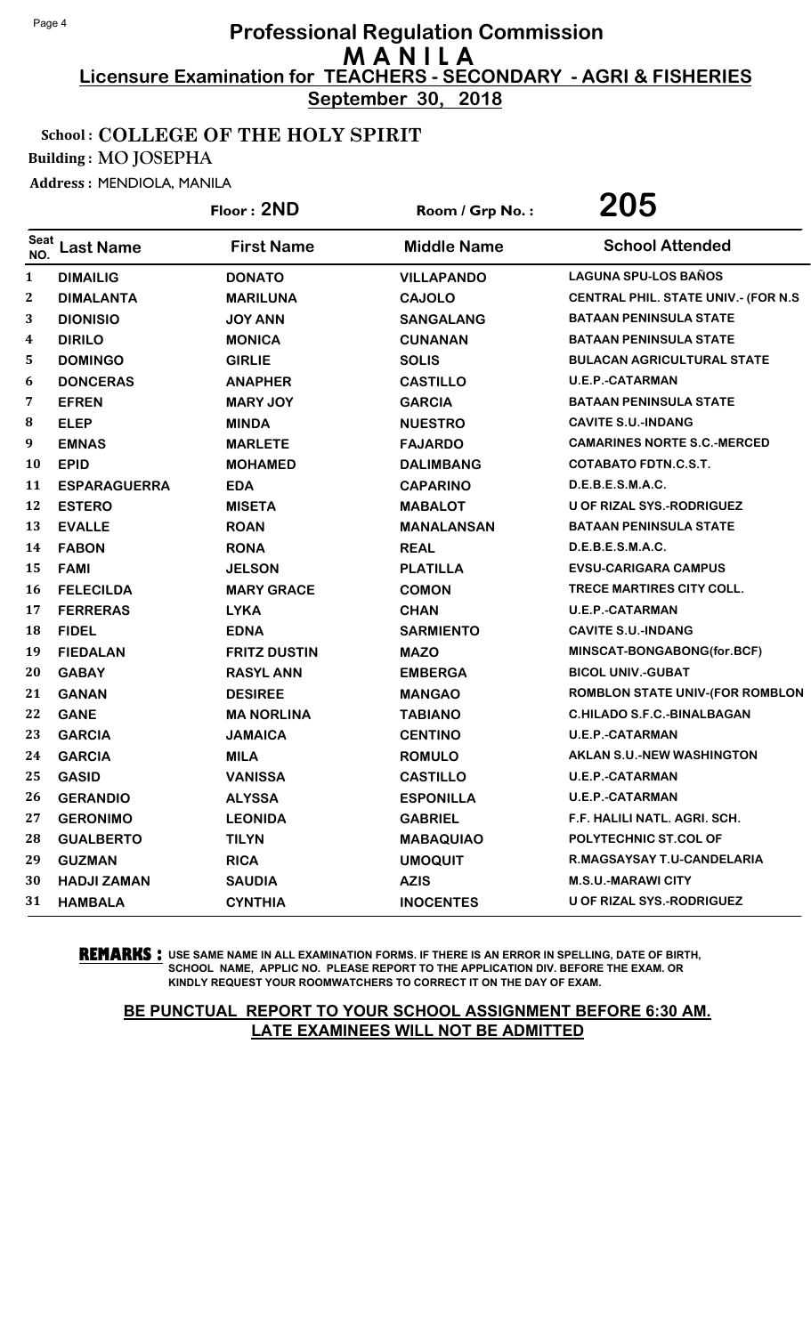# Professional Regulation Commission
## M A N I L A
### Licensure Examination for TEACHERS - SECONDARY - AGRI & FISHERIES
**September 30, 2018**

**School : COLLEGE OF THE HOLY SPIRIT**

**Building : MO JOSEPHA**

**Address :** MENDIOLA, MANILA

**Floor : 2ND** | **Room / Grp No. : 205**

| Seat NO. | Last Name | First Name | Middle Name | School Attended |
|---|---|---|---|---|
| 1 | DIMAILIG | DONATO | VILLAPANDO | LAGUNA SPU-LOS BAÑOS |
| 2 | DIMALANTA | MARILUNA | CAJOLO | CENTRAL PHIL. STATE UNIV.- (FOR N.S |
| 3 | DIONISIO | JOY ANN | SANGALANG | BATAAN PENINSULA STATE |
| 4 | DIRILO | MONICA | CUNANAN | BATAAN PENINSULA STATE |
| 5 | DOMINGO | GIRLIE | SOLIS | BULACAN AGRICULTURAL STATE |
| 6 | DONCERAS | ANAPHER | CASTILLO | U.E.P.-CATARMAN |
| 7 | EFREN | MARY JOY | GARCIA | BATAAN PENINSULA STATE |
| 8 | ELEP | MINDA | NUESTRO | CAVITE S.U.-INDANG |
| 9 | EMNAS | MARLETE | FAJARDO | CAMARINES NORTE S.C.-MERCED |
| 10 | EPID | MOHAMED | DALIMBANG | COTABATO FDTN.C.S.T. |
| 11 | ESPARAGUERRA | EDA | CAPARINO | D.E.B.E.S.M.A.C. |
| 12 | ESTERO | MISETA | MABALOT | U OF RIZAL SYS.-RODRIGUEZ |
| 13 | EVALLE | ROAN | MANALANSAN | BATAAN PENINSULA STATE |
| 14 | FABON | RONA | REAL | D.E.B.E.S.M.A.C. |
| 15 | FAMI | JELSON | PLATILLA | EVSU-CARIGARA CAMPUS |
| 16 | FELECILDA | MARY GRACE | COMON | TRECE MARTIRES CITY COLL. |
| 17 | FERRERAS | LYKA | CHAN | U.E.P.-CATARMAN |
| 18 | FIDEL | EDNA | SARMIENTO | CAVITE S.U.-INDANG |
| 19 | FIEDALAN | FRITZ DUSTIN | MAZO | MINSCAT-BONGABONG(for.BCF) |
| 20 | GABAY | RASYL ANN | EMBERGA | BICOL UNIV.-GUBAT |
| 21 | GANAN | DESIREE | MANGAO | ROMBLON STATE UNIV-(FOR ROMBLON |
| 22 | GANE | MA NORLINA | TABIANO | C.HILADO S.F.C.-BINALBAGAN |
| 23 | GARCIA | JAMAICA | CENTINO | U.E.P.-CATARMAN |
| 24 | GARCIA | MILA | ROMULO | AKLAN S.U.-NEW WASHINGTON |
| 25 | GASID | VANISSA | CASTILLO | U.E.P.-CATARMAN |
| 26 | GERANDIO | ALYSSA | ESPONILLA | U.E.P.-CATARMAN |
| 27 | GERONIMO | LEONIDA | GABRIEL | F.F. HALILI NATL. AGRI. SCH. |
| 28 | GUALBERTO | TILYN | MABAQUIAO | POLYTECHNIC ST.COL OF |
| 29 | GUZMAN | RICA | UMOQUIT | R.MAGSAYSAY T.U-CANDELARIA |
| 30 | HADJI ZAMAN | SAUDIA | AZIS | M.S.U.-MARAWI CITY |
| 31 | HAMBALA | CYNTHIA | INOCENTES | U OF RIZAL SYS.-RODRIGUEZ |

**REMARKS :** USE SAME NAME IN ALL EXAMINATION FORMS. IF THERE IS AN ERROR IN SPELLING, DATE OF BIRTH, SCHOOL NAME, APPLIC NO. PLEASE REPORT TO THE APPLICATION DIV. BEFORE THE EXAM. OR KINDLY REQUEST YOUR ROOMWATCHERS TO CORRECT IT ON THE DAY OF EXAM.

**BE PUNCTUAL REPORT TO YOUR SCHOOL ASSIGNMENT BEFORE 6:30 AM. LATE EXAMINEES WILL NOT BE ADMITTED**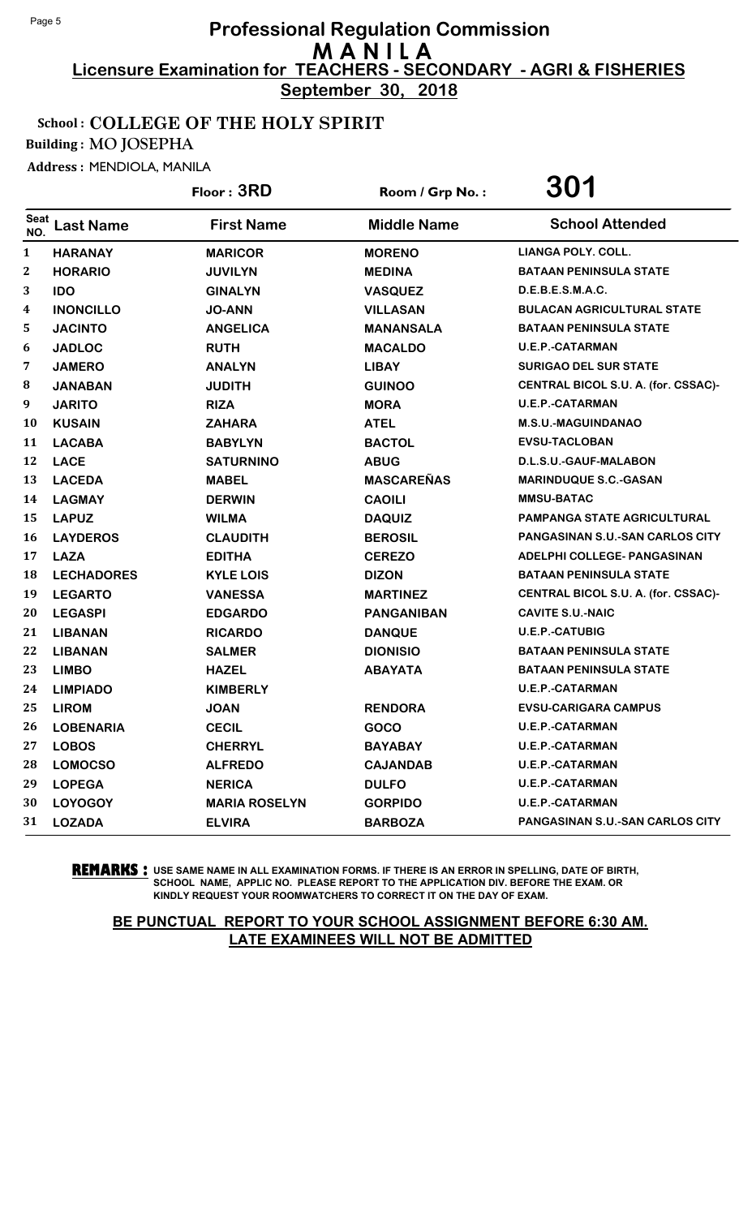# Professional Regulation Commission
## M A N I L A
**Licensure Examination for TEACHERS - SECONDARY - AGRI & FISHERIES**

**September 30, 2018**

**School : COLLEGE OF THE HOLY SPIRIT**

**Building : MO JOSEPHA**

**Address :** MENDIOLA, MANILA

**Floor : 3RD** | **Room / Grp No. : 301**

| Seat NO. | Last Name | First Name | Middle Name | School Attended |
|---|---|---|---|---|
| 1 | HARANAY | MARICOR | MORENO | LIANGA POLY. COLL. |
| 2 | HORARIO | JUVILYN | MEDINA | BATAAN PENINSULA STATE |
| 3 | IDO | GINALYN | VASQUEZ | D.E.B.E.S.M.A.C. |
| 4 | INONCILLO | JO-ANN | VILLASAN | BULACAN AGRICULTURAL STATE |
| 5 | JACINTO | ANGELICA | MANANSALA | BATAAN PENINSULA STATE |
| 6 | JADLOC | RUTH | MACALDO | U.E.P.-CATARMAN |
| 7 | JAMERO | ANALYN | LIBAY | SURIGAO DEL SUR STATE |
| 8 | JANABAN | JUDITH | GUINOO | CENTRAL BICOL S.U. A. (for. CSSAC)- |
| 9 | JARITO | RIZA | MORA | U.E.P.-CATARMAN |
| 10 | KUSAIN | ZAHARA | ATEL | M.S.U.-MAGUINDANAO |
| 11 | LACABA | BABYLYN | BACTOL | EVSU-TACLOBAN |
| 12 | LACE | SATURNINO | ABUG | D.L.S.U.-GAUF-MALABON |
| 13 | LACEDA | MABEL | MASCAREÑAS | MARINDUQUE S.C.-GASAN |
| 14 | LAGMAY | DERWIN | CAOILI | MMSU-BATAC |
| 15 | LAPUZ | WILMA | DAQUIZ | PAMPANGA STATE AGRICULTURAL |
| 16 | LAYDEROS | CLAUDITH | BEROSIL | PANGASINAN S.U.-SAN CARLOS CITY |
| 17 | LAZA | EDITHA | CEREZO | ADELPHI COLLEGE- PANGASINAN |
| 18 | LECHADORES | KYLE LOIS | DIZON | BATAAN PENINSULA STATE |
| 19 | LEGARTO | VANESSA | MARTINEZ | CENTRAL BICOL S.U. A. (for. CSSAC)- |
| 20 | LEGASPI | EDGARDO | PANGANIBAN | CAVITE S.U.-NAIC |
| 21 | LIBANAN | RICARDO | DANQUE | U.E.P.-CATUBIG |
| 22 | LIBANAN | SALMER | DIONISIO | BATAAN PENINSULA STATE |
| 23 | LIMBO | HAZEL | ABAYATA | BATAAN PENINSULA STATE |
| 24 | LIMPIADO | KIMBERLY | | U.E.P.-CATARMAN |
| 25 | LIROM | JOAN | RENDORA | EVSU-CARIGARA CAMPUS |
| 26 | LOBENARIA | CECIL | GOCO | U.E.P.-CATARMAN |
| 27 | LOBOS | CHERRYL | BAYABAY | U.E.P.-CATARMAN |
| 28 | LOMOCSO | ALFREDO | CAJANDAB | U.E.P.-CATARMAN |
| 29 | LOPEGA | NERICA | DULFO | U.E.P.-CATARMAN |
| 30 | LOYOGOY | MARIA ROSELYN | GORPIDO | U.E.P.-CATARMAN |
| 31 | LOZADA | ELVIRA | BARBOZA | PANGASINAN S.U.-SAN CARLOS CITY |

**REMARKS :** USE SAME NAME IN ALL EXAMINATION FORMS. IF THERE IS AN ERROR IN SPELLING, DATE OF BIRTH, SCHOOL NAME, APPLIC NO. PLEASE REPORT TO THE APPLICATION DIV. BEFORE THE EXAM. OR KINDLY REQUEST YOUR ROOMWATCHERS TO CORRECT IT ON THE DAY OF EXAM.

**BE PUNCTUAL REPORT TO YOUR SCHOOL ASSIGNMENT BEFORE 6:30 AM. LATE EXAMINEES WILL NOT BE ADMITTED**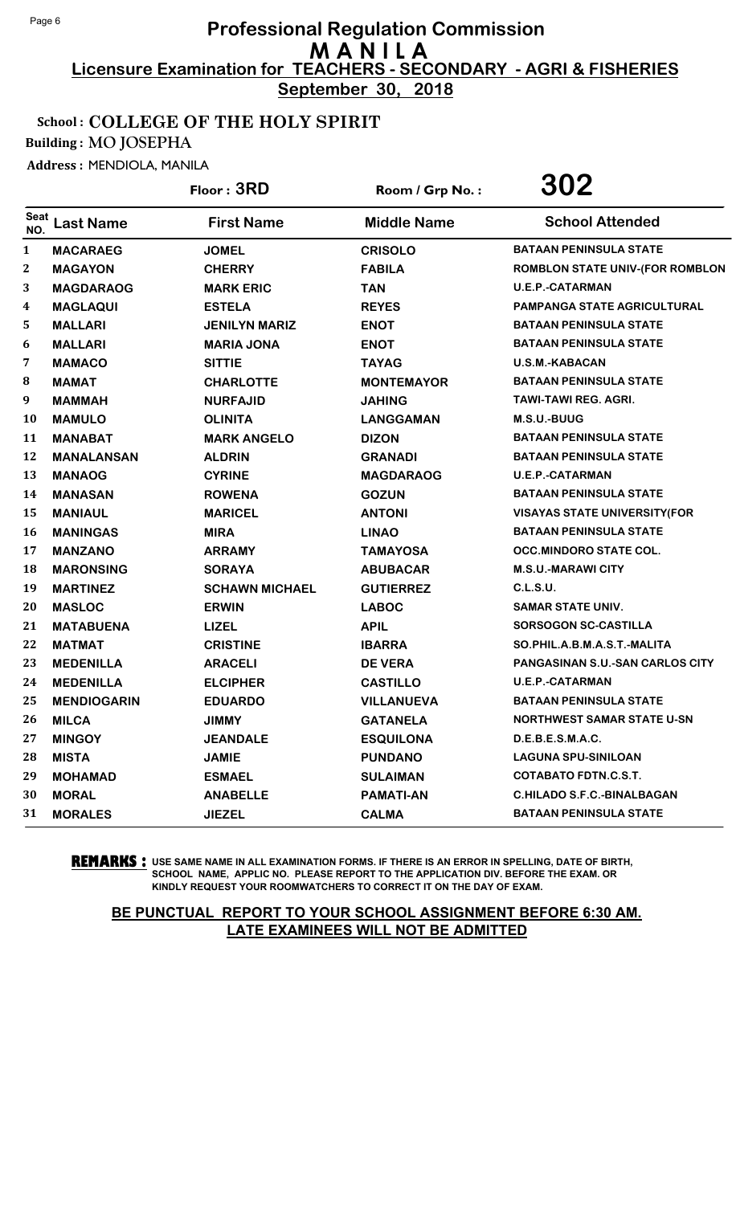# Professional Regulation Commission
## M A N I L A
### Licensure Examination for TEACHERS - SECONDARY - AGRI & FISHERIES
**September 30, 2018**

**School : COLLEGE OF THE HOLY SPIRIT**

**Building : MO JOSEPHA**

**Address :** MENDIOLA, MANILA

**Floor : 3RD** Room / Grp No. : **302**

| Seat NO. | Last Name | First Name | Middle Name | School Attended |
|---|---|---|---|---|
| 1 | MACARAEG | JOMEL | CRISOLO | BATAAN PENINSULA STATE |
| 2 | MAGAYON | CHERRY | FABILA | ROMBLON STATE UNIV-(FOR ROMBLON |
| 3 | MAGDARAOG | MARK ERIC | TAN | U.E.P.-CATARMAN |
| 4 | MAGLAQUI | ESTELA | REYES | PAMPANGA STATE AGRICULTURAL |
| 5 | MALLARI | JENILYN MARIZ | ENOT | BATAAN PENINSULA STATE |
| 6 | MALLARI | MARIA JONA | ENOT | BATAAN PENINSULA STATE |
| 7 | MAMACO | SITTIE | TAYAG | U.S.M.-KABACAN |
| 8 | MAMAT | CHARLOTTE | MONTEMAYOR | BATAAN PENINSULA STATE |
| 9 | MAMMAH | NURFAJID | JAHING | TAWI-TAWI REG. AGRI. |
| 10 | MAMULO | OLINITA | LANGGAMAN | M.S.U.-BUUG |
| 11 | MANABAT | MARK ANGELO | DIZON | BATAAN PENINSULA STATE |
| 12 | MANALANSAN | ALDRIN | GRANADI | BATAAN PENINSULA STATE |
| 13 | MANAOG | CYRINE | MAGDARAOG | U.E.P.-CATARMAN |
| 14 | MANASAN | ROWENA | GOZUN | BATAAN PENINSULA STATE |
| 15 | MANIAUL | MARICEL | ANTONI | VISAYAS STATE UNIVERSITY(FOR |
| 16 | MANINGAS | MIRA | LINAO | BATAAN PENINSULA STATE |
| 17 | MANZANO | ARRAMY | TAMAYOSA | OCC.MINDORO STATE COL. |
| 18 | MARONSING | SORAYA | ABUBACAR | M.S.U.-MARAWI CITY |
| 19 | MARTINEZ | SCHAWN MICHAEL | GUTIERREZ | C.L.S.U. |
| 20 | MASLOC | ERWIN | LABOC | SAMAR STATE UNIV. |
| 21 | MATABUENA | LIZEL | APIL | SORSOGON SC-CASTILLA |
| 22 | MATMAT | CRISTINE | IBARRA | SO.PHIL.A.B.M.A.S.T.-MALITA |
| 23 | MEDENILLA | ARACELI | DE VERA | PANGASINAN S.U.-SAN CARLOS CITY |
| 24 | MEDENILLA | ELCIPHER | CASTILLO | U.E.P.-CATARMAN |
| 25 | MENDIOGARIN | EDUARDO | VILLANUEVA | BATAAN PENINSULA STATE |
| 26 | MILCA | JIMMY | GATANELA | NORTHWEST SAMAR STATE U-SN |
| 27 | MINGOY | JEANDALE | ESQUILONA | D.E.B.E.S.M.A.C. |
| 28 | MISTA | JAMIE | PUNDANO | LAGUNA SPU-SINILOAN |
| 29 | MOHAMAD | ESMAEL | SULAIMAN | COTABATO FDTN.C.S.T. |
| 30 | MORAL | ANABELLE | PAMATI-AN | C.HILADO S.F.C.-BINALBAGAN |
| 31 | MORALES | JIEZEL | CALMA | BATAAN PENINSULA STATE |

**REMARKS :** USE SAME NAME IN ALL EXAMINATION FORMS. IF THERE IS AN ERROR IN SPELLING, DATE OF BIRTH, SCHOOL NAME, APPLIC NO. PLEASE REPORT TO THE APPLICATION DIV. BEFORE THE EXAM. OR KINDLY REQUEST YOUR ROOMWATCHERS TO CORRECT IT ON THE DAY OF EXAM.

**BE PUNCTUAL REPORT TO YOUR SCHOOL ASSIGNMENT BEFORE 6:30 AM. LATE EXAMINEES WILL NOT BE ADMITTED**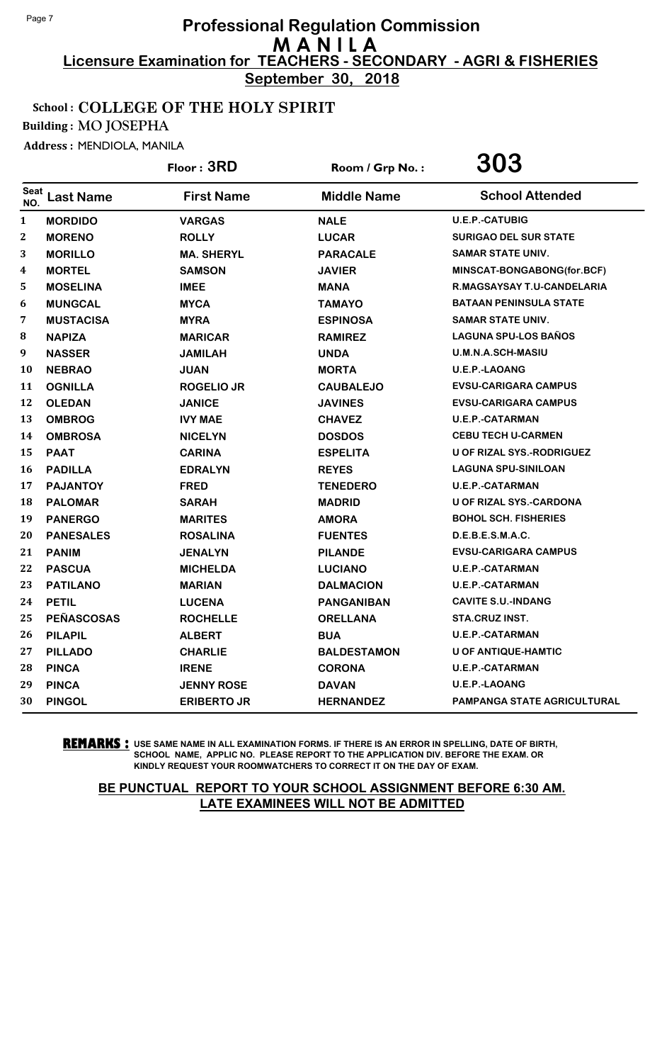# Professional Regulation Commission

## M A N I L A

### Licensure Examination for TEACHERS - SECONDARY - AGRI & FISHERIES

**September 30, 2018**

**School : COLLEGE OF THE HOLY SPIRIT**

**Building : MO JOSEPHA**

**Address : MENDIOLA, MANILA**

**Floor : 3RD** | **Room / Grp No. : 303**

| Seat NO. | Last Name | First Name | Middle Name | School Attended |
|---|---|---|---|---|
| 1 | MORDIDO | VARGAS | NALE | U.E.P.-CATUBIG |
| 2 | MORENO | ROLLY | LUCAR | SURIGAO DEL SUR STATE |
| 3 | MORILLO | MA. SHERYL | PARACALE | SAMAR STATE UNIV. |
| 4 | MORTEL | SAMSON | JAVIER | MINSCAT-BONGABONG(for.BCF) |
| 5 | MOSELINA | IMEE | MANA | R.MAGSAYSAY T.U-CANDELARIA |
| 6 | MUNGCAL | MYCA | TAMAYO | BATAAN PENINSULA STATE |
| 7 | MUSTACISA | MYRA | ESPINOSA | SAMAR STATE UNIV. |
| 8 | NAPIZA | MARICAR | RAMIREZ | LAGUNA SPU-LOS BAÑOS |
| 9 | NASSER | JAMILAH | UNDA | U.M.N.A.SCH-MASIU |
| 10 | NEBRAO | JUAN | MORTA | U.E.P.-LAOANG |
| 11 | OGNILLA | ROGELIO JR | CAUBALEJO | EVSU-CARIGARA CAMPUS |
| 12 | OLEDAN | JANICE | JAVINES | EVSU-CARIGARA CAMPUS |
| 13 | OMBROG | IVY MAE | CHAVEZ | U.E.P.-CATARMAN |
| 14 | OMBROSA | NICELYN | DOSDOS | CEBU TECH U-CARMEN |
| 15 | PAAT | CARINA | ESPELITA | U OF RIZAL SYS.-RODRIGUEZ |
| 16 | PADILLA | EDRALYN | REYES | LAGUNA SPU-SINILOAN |
| 17 | PAJANTOY | FRED | TENEDERO | U.E.P.-CATARMAN |
| 18 | PALOMAR | SARAH | MADRID | U OF RIZAL SYS.-CARDONA |
| 19 | PANERGO | MARITES | AMORA | BOHOL SCH. FISHERIES |
| 20 | PANESALES | ROSALINA | FUENTES | D.E.B.E.S.M.A.C. |
| 21 | PANIM | JENALYN | PILANDE | EVSU-CARIGARA CAMPUS |
| 22 | PASCUA | MICHELDA | LUCIANO | U.E.P.-CATARMAN |
| 23 | PATILANO | MARIAN | DALMACION | U.E.P.-CATARMAN |
| 24 | PETIL | LUCENA | PANGANIBAN | CAVITE S.U.-INDANG |
| 25 | PEÑASCOSAS | ROCHELLE | ORELLANA | STA.CRUZ INST. |
| 26 | PILAPIL | ALBERT | BUA | U.E.P.-CATARMAN |
| 27 | PILLADO | CHARLIE | BALDESTAMON | U OF ANTIQUE-HAMTIC |
| 28 | PINCA | IRENE | CORONA | U.E.P.-CATARMAN |
| 29 | PINCA | JENNY ROSE | DAVAN | U.E.P.-LAOANG |
| 30 | PINGOL | ERIBERTO JR | HERNANDEZ | PAMPANGA STATE AGRICULTURAL |

**REMARKS :** USE SAME NAME IN ALL EXAMINATION FORMS. IF THERE IS AN ERROR IN SPELLING, DATE OF BIRTH, SCHOOL NAME, APPLIC NO. PLEASE REPORT TO THE APPLICATION DIV. BEFORE THE EXAM. OR KINDLY REQUEST YOUR ROOMWATCHERS TO CORRECT IT ON THE DAY OF EXAM.

**BE PUNCTUAL REPORT TO YOUR SCHOOL ASSIGNMENT BEFORE 6:30 AM. LATE EXAMINEES WILL NOT BE ADMITTED**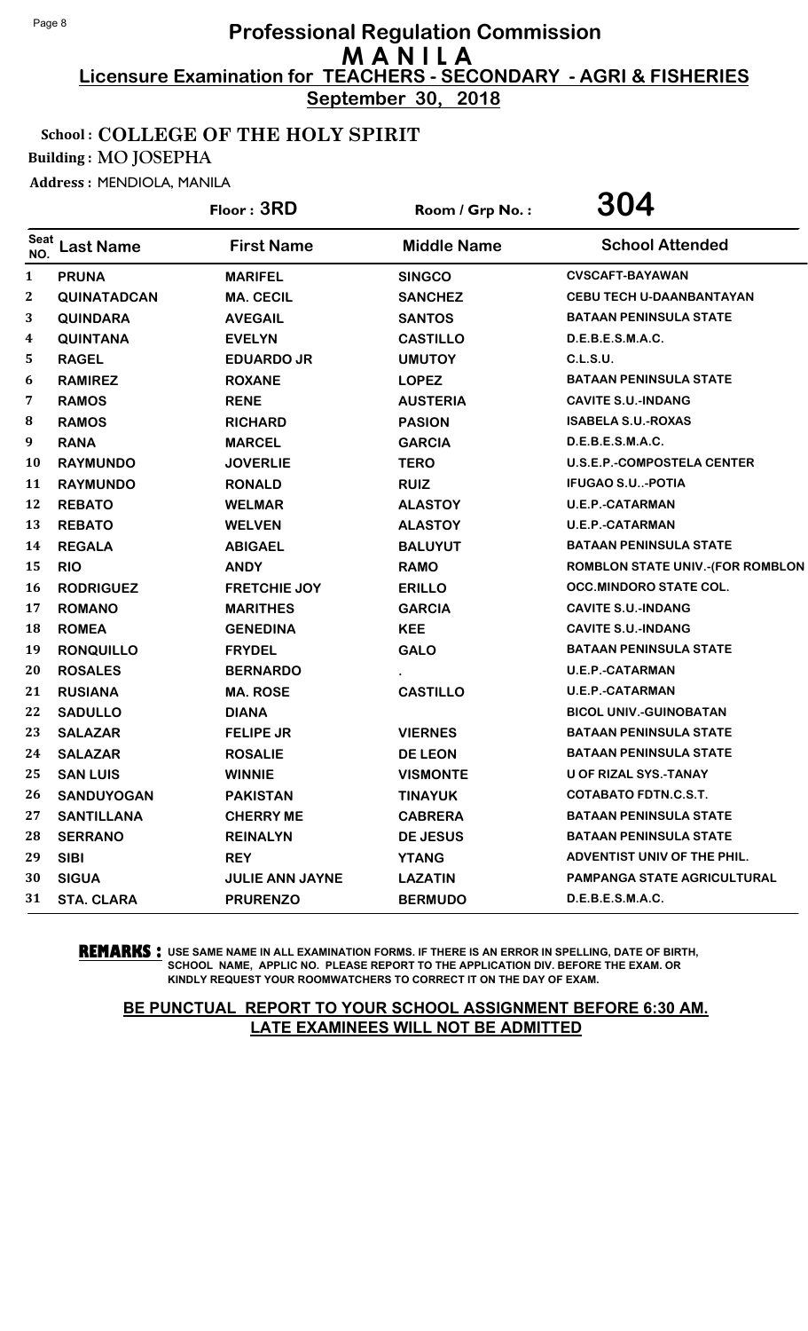# Professional Regulation Commission
## M A N I L A
### Licensure Examination for TEACHERS - SECONDARY - AGRI & FISHERIES
### September 30, 2018

**School : COLLEGE OF THE HOLY SPIRIT**
**Building : MO JOSEPHA**
**Address : MENDIOLA, MANILA**

Floor : 3RD  Room / Grp No. : 304

| Seat NO. | Last Name | First Name | Middle Name | School Attended |
|---|---|---|---|---|
| 1 | PRUNA | MARIFEL | SINGCO | CVSCAFT-BAYAWAN |
| 2 | QUINATADCAN | MA. CECIL | SANCHEZ | CEBU TECH U-DAANBANTAYAN |
| 3 | QUINDARA | AVEGAIL | SANTOS | BATAAN PENINSULA STATE |
| 4 | QUINTANA | EVELYN | CASTILLO | D.E.B.E.S.M.A.C. |
| 5 | RAGEL | EDUARDO JR | UMUTOY | C.L.S.U. |
| 6 | RAMIREZ | ROXANE | LOPEZ | BATAAN PENINSULA STATE |
| 7 | RAMOS | RENE | AUSTERIA | CAVITE S.U.-INDANG |
| 8 | RAMOS | RICHARD | PASION | ISABELA S.U.-ROXAS |
| 9 | RANA | MARCEL | GARCIA | D.E.B.E.S.M.A.C. |
| 10 | RAYMUNDO | JOVERLIE | TERO | U.S.E.P.-COMPOSTELA CENTER |
| 11 | RAYMUNDO | RONALD | RUIZ | IFUGAO S.U..-POTIA |
| 12 | REBATO | WELMAR | ALASTOY | U.E.P.-CATARMAN |
| 13 | REBATO | WELVEN | ALASTOY | U.E.P.-CATARMAN |
| 14 | REGALA | ABIGAEL | BALUYUT | BATAAN PENINSULA STATE |
| 15 | RIO | ANDY | RAMO | ROMBLON STATE UNIV.-(FOR ROMBLON |
| 16 | RODRIGUEZ | FRETCHIE JOY | ERILLO | OCC.MINDORO STATE COL. |
| 17 | ROMANO | MARITHES | GARCIA | CAVITE S.U.-INDANG |
| 18 | ROMEA | GENEDINA | KEE | CAVITE S.U.-INDANG |
| 19 | RONQUILLO | FRYDEL | GALO | BATAAN PENINSULA STATE |
| 20 | ROSALES | BERNARDO | . | U.E.P.-CATARMAN |
| 21 | RUSIANA | MA. ROSE | CASTILLO | U.E.P.-CATARMAN |
| 22 | SADULLO | DIANA | | BICOL UNIV.-GUINOBATAN |
| 23 | SALAZAR | FELIPE JR | VIERNES | BATAAN PENINSULA STATE |
| 24 | SALAZAR | ROSALIE | DE LEON | BATAAN PENINSULA STATE |
| 25 | SAN LUIS | WINNIE | VISMONTE | U OF RIZAL SYS.-TANAY |
| 26 | SANDUYOGAN | PAKISTAN | TINAYUK | COTABATO FDTN.C.S.T. |
| 27 | SANTILLANA | CHERRY ME | CABRERA | BATAAN PENINSULA STATE |
| 28 | SERRANO | REINALYN | DE JESUS | BATAAN PENINSULA STATE |
| 29 | SIBI | REY | YTANG | ADVENTIST UNIV OF THE PHIL. |
| 30 | SIGUA | JULIE ANN JAYNE | LAZATIN | PAMPANGA STATE AGRICULTURAL |
| 31 | STA. CLARA | PRURENZO | BERMUDO | D.E.B.E.S.M.A.C. |

**REMARKS :** USE SAME NAME IN ALL EXAMINATION FORMS. IF THERE IS AN ERROR IN SPELLING, DATE OF BIRTH, SCHOOL NAME, APPLIC NO. PLEASE REPORT TO THE APPLICATION DIV. BEFORE THE EXAM. OR KINDLY REQUEST YOUR ROOMWATCHERS TO CORRECT IT ON THE DAY OF EXAM.

**BE PUNCTUAL REPORT TO YOUR SCHOOL ASSIGNMENT BEFORE 6:30 AM. LATE EXAMINEES WILL NOT BE ADMITTED**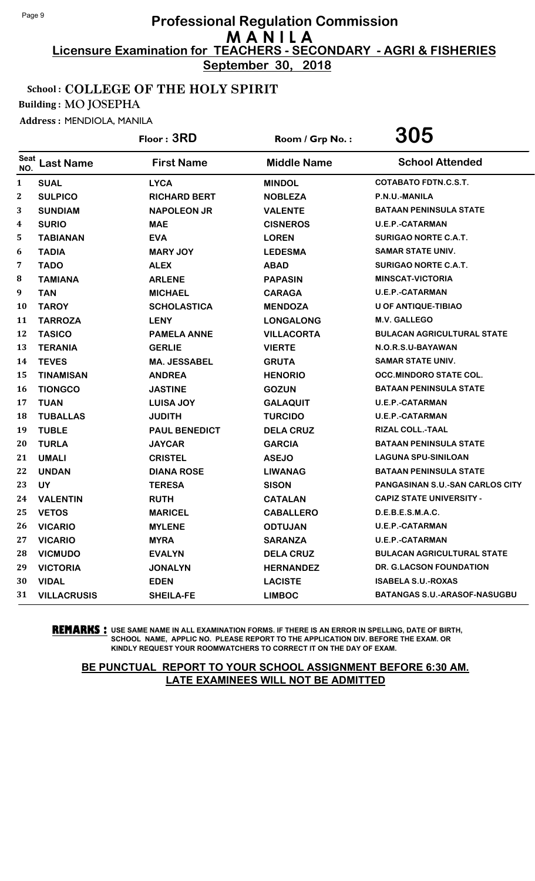# Professional Regulation Commission
# M A N I L A
## Licensure Examination for TEACHERS - SECONDARY - AGRI & FISHERIES
**September 30, 2018**

**School : COLLEGE OF THE HOLY SPIRIT**

**Building : MO JOSEPHA**

**Address :** MENDIOLA, MANILA

**Floor : 3RD** | **Room / Grp No. : 305**

| Seat NO. | Last Name | First Name | Middle Name | School Attended |
|---|---|---|---|---|
| 1 | SUAL | LYCA | MINDOL | COTABATO FDTN.C.S.T. |
| 2 | SULPICO | RICHARD BERT | NOBLEZA | P.N.U.-MANILA |
| 3 | SUNDIAM | NAPOLEON JR | VALENTE | BATAAN PENINSULA STATE |
| 4 | SURIO | MAE | CISNEROS | U.E.P.-CATARMAN |
| 5 | TABIANAN | EVA | LOREN | SURIGAO NORTE C.A.T. |
| 6 | TADIA | MARY JOY | LEDESMA | SAMAR STATE UNIV. |
| 7 | TADO | ALEX | ABAD | SURIGAO NORTE C.A.T. |
| 8 | TAMIANA | ARLENE | PAPASIN | MINSCAT-VICTORIA |
| 9 | TAN | MICHAEL | CARAGA | U.E.P.-CATARMAN |
| 10 | TAROY | SCHOLASTICA | MENDOZA | U OF ANTIQUE-TIBIAO |
| 11 | TARROZA | LENY | LONGALONG | M.V. GALLEGO |
| 12 | TASICO | PAMELA ANNE | VILLACORTA | BULACAN AGRICULTURAL STATE |
| 13 | TERANIA | GERLIE | VIERTE | N.O.R.S.U-BAYAWAN |
| 14 | TEVES | MA. JESSABEL | GRUTA | SAMAR STATE UNIV. |
| 15 | TINAMISAN | ANDREA | HENORIO | OCC.MINDORO STATE COL. |
| 16 | TIONGCO | JASTINE | GOZUN | BATAAN PENINSULA STATE |
| 17 | TUAN | LUISA JOY | GALAQUIT | U.E.P.-CATARMAN |
| 18 | TUBALLAS | JUDITH | TURCIDO | U.E.P.-CATARMAN |
| 19 | TUBLE | PAUL BENEDICT | DELA CRUZ | RIZAL COLL.-TAAL |
| 20 | TURLA | JAYCAR | GARCIA | BATAAN PENINSULA STATE |
| 21 | UMALI | CRISTEL | ASEJO | LAGUNA SPU-SINILOAN |
| 22 | UNDAN | DIANA ROSE | LIWANAG | BATAAN PENINSULA STATE |
| 23 | UY | TERESA | SISON | PANGASINAN S.U.-SAN CARLOS CITY |
| 24 | VALENTIN | RUTH | CATALAN | CAPIZ STATE UNIVERSITY - |
| 25 | VETOS | MARICEL | CABALLERO | D.E.B.E.S.M.A.C. |
| 26 | VICARIO | MYLENE | ODTUJAN | U.E.P.-CATARMAN |
| 27 | VICARIO | MYRA | SARANZA | U.E.P.-CATARMAN |
| 28 | VICMUDO | EVALYN | DELA CRUZ | BULACAN AGRICULTURAL STATE |
| 29 | VICTORIA | JONALYN | HERNANDEZ | DR. G.LACSON FOUNDATION |
| 30 | VIDAL | EDEN | LACISTE | ISABELA S.U.-ROXAS |
| 31 | VILLACRUSIS | SHEILA-FE | LIMBOC | BATANGAS S.U.-ARASOF-NASUGBU |

**REMARKS :** USE SAME NAME IN ALL EXAMINATION FORMS. IF THERE IS AN ERROR IN SPELLING, DATE OF BIRTH, SCHOOL NAME, APPLIC NO. PLEASE REPORT TO THE APPLICATION DIV. BEFORE THE EXAM. OR KINDLY REQUEST YOUR ROOMWATCHERS TO CORRECT IT ON THE DAY OF EXAM.

**BE PUNCTUAL REPORT TO YOUR SCHOOL ASSIGNMENT BEFORE 6:30 AM. LATE EXAMINEES WILL NOT BE ADMITTED**